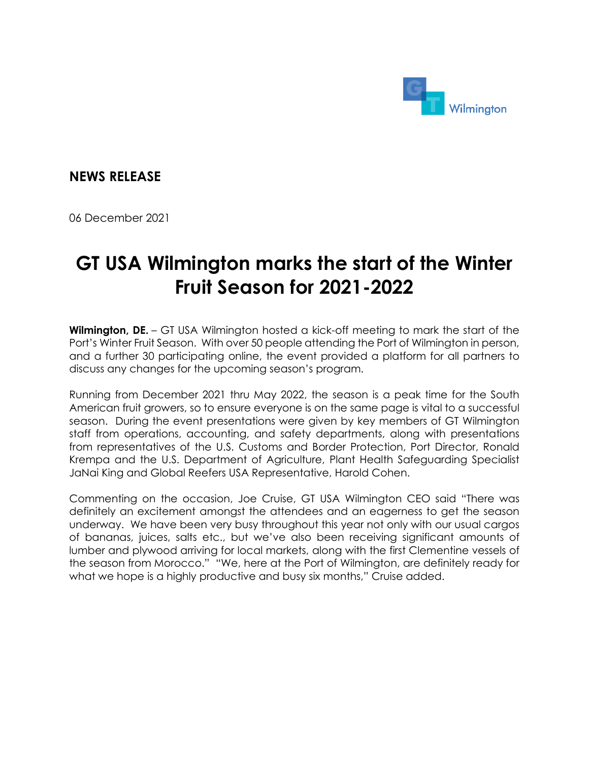## NEWS RELEASE

06 December 2021

# GT USA Wilmington marks the start of the Winter Fruit Season for 2021-2022

**Wilmington, DE.** – GT USA Wilmington hosted a kick-off meeting to mark the start of the Port's Winter Fruit Season. With over 50 people attending the Port of Wilmington in person, and a further 30 participating online, the event provided a platform for all partners to discuss any changes for the upcoming season's program.

Running from December 2021 thru May 2022, the season is a peak time for the South American fruit growers, so to ensure everyone is on the same page is vital to a successful season. During the event presentations were given by key members of GT Wilmington staff from operations, accounting, and safety departments, along with presentations from representatives of the U.S. Customs and Border Protection, Port Director, Ronald Krempa and the U.S. Department of Agriculture, Plant Health Safeguarding Specialist JaNai King and Global Reefers USA Representative, Harold Cohen.

Commenting on the occasion, Joe Cruise, GT USA Wilmington CEO said "There was definitely an excitement amongst the attendees and an eagerness to get the season underway. We have been very busy throughout this year not only with our usual cargos of bananas, juices, salts etc., but we've also been receiving significant amounts of lumber and plywood arriving for local markets, along with the first Clementine vessels of the season from Morocco." "We, here at the Port of Wilmington, are definitely ready for what we hope is a highly productive and busy six months," Cruise added.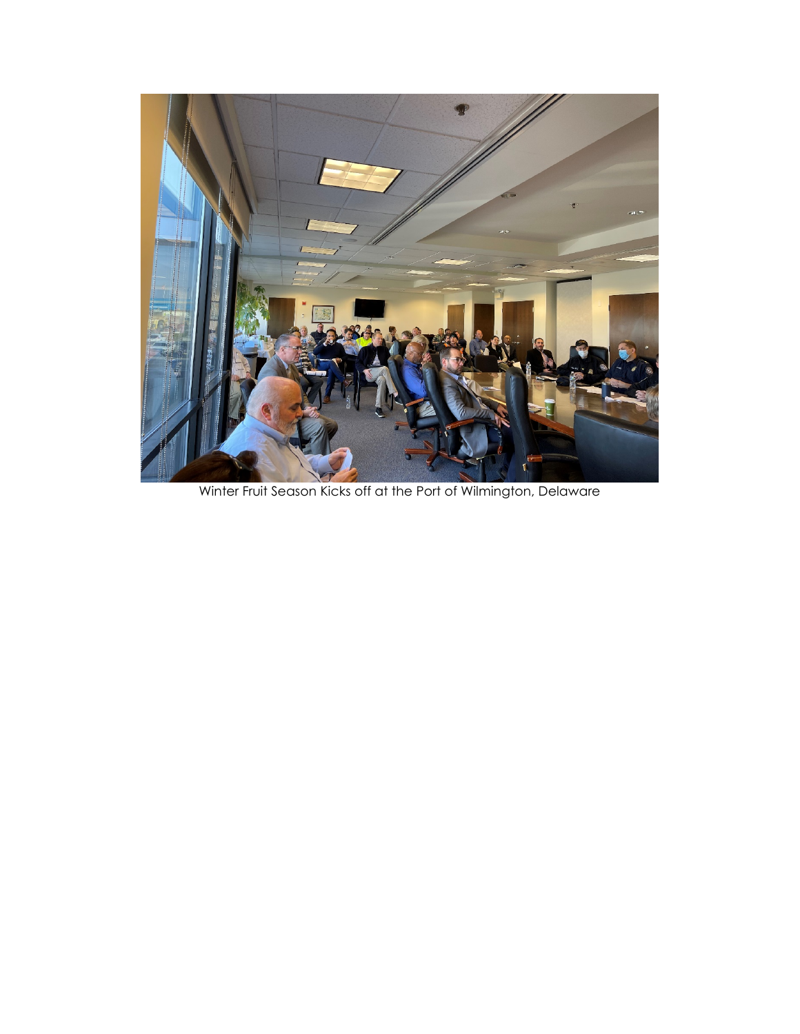Winter Fruit Season Kicks off at the Port of Wilmington, Delaware